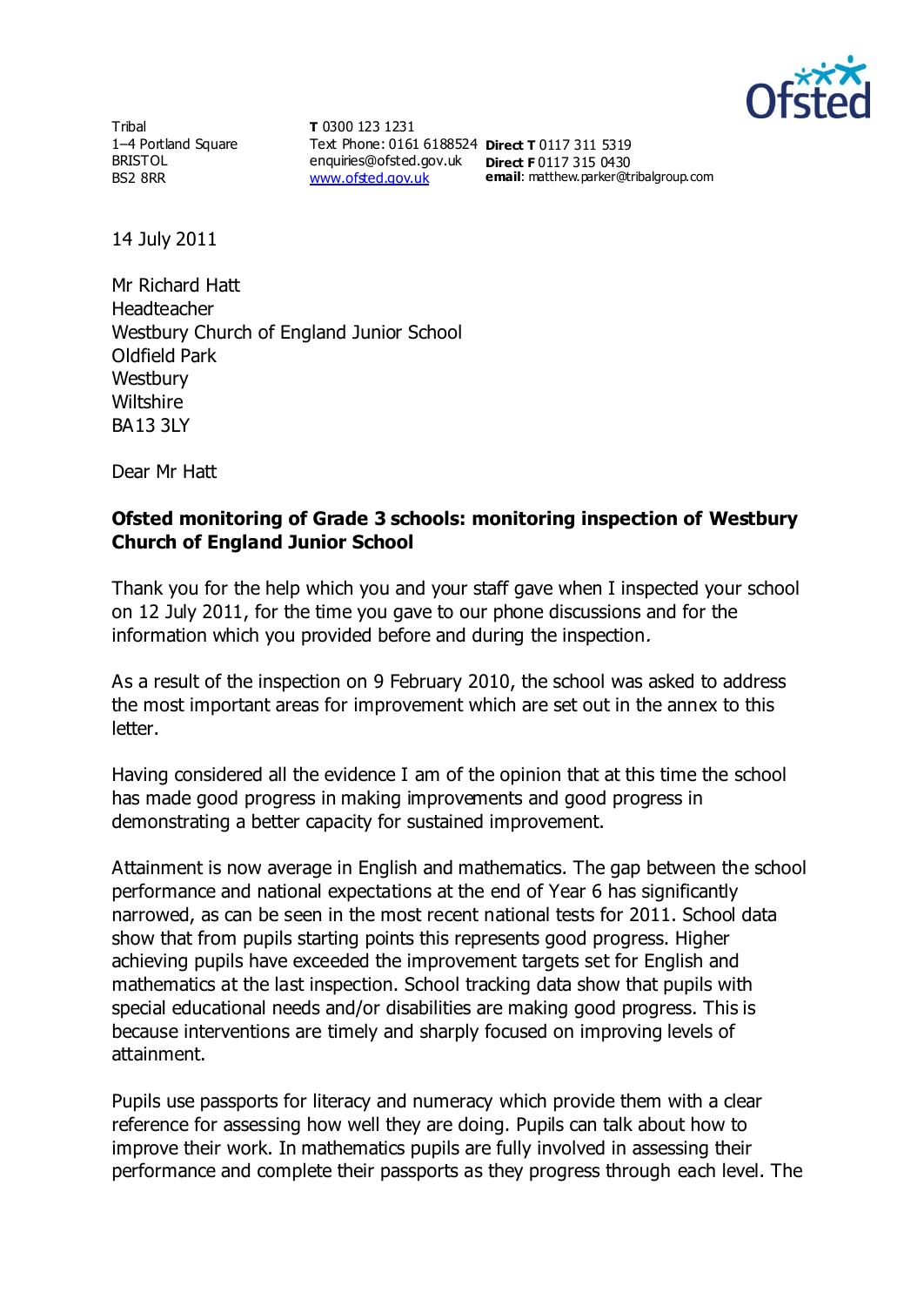Tribal
1–4 Portland Square
BRISTOL
BS2 8RR

**T** 0300 123 1231
Text Phone: 0161 6188524
enquiries@ofsted.gov.uk
www.ofsted.gov.uk

**Direct T** 0117 311 5319
**Direct F** 0117 315 0430
**email**: matthew.parker@tribalgroup.com

14 July 2011

Mr Richard Hatt
Headteacher
Westbury Church of England Junior School
Oldfield Park
Westbury
Wiltshire
BA13 3LY

Dear Mr Hatt

**Ofsted monitoring of Grade 3 schools: monitoring inspection of Westbury Church of England Junior School**

Thank you for the help which you and your staff gave when I inspected your school on 12 July 2011, for the time you gave to our phone discussions and for the information which you provided before and during the inspection.

As a result of the inspection on 9 February 2010, the school was asked to address the most important areas for improvement which are set out in the annex to this letter.

Having considered all the evidence I am of the opinion that at this time the school has made good progress in making improvements and good progress in demonstrating a better capacity for sustained improvement.

Attainment is now average in English and mathematics. The gap between the school performance and national expectations at the end of Year 6 has significantly narrowed, as can be seen in the most recent national tests for 2011. School data show that from pupils starting points this represents good progress. Higher achieving pupils have exceeded the improvement targets set for English and mathematics at the last inspection. School tracking data show that pupils with special educational needs and/or disabilities are making good progress. This is because interventions are timely and sharply focused on improving levels of attainment.

Pupils use passports for literacy and numeracy which provide them with a clear reference for assessing how well they are doing. Pupils can talk about how to improve their work. In mathematics pupils are fully involved in assessing their performance and complete their passports as they progress through each level. The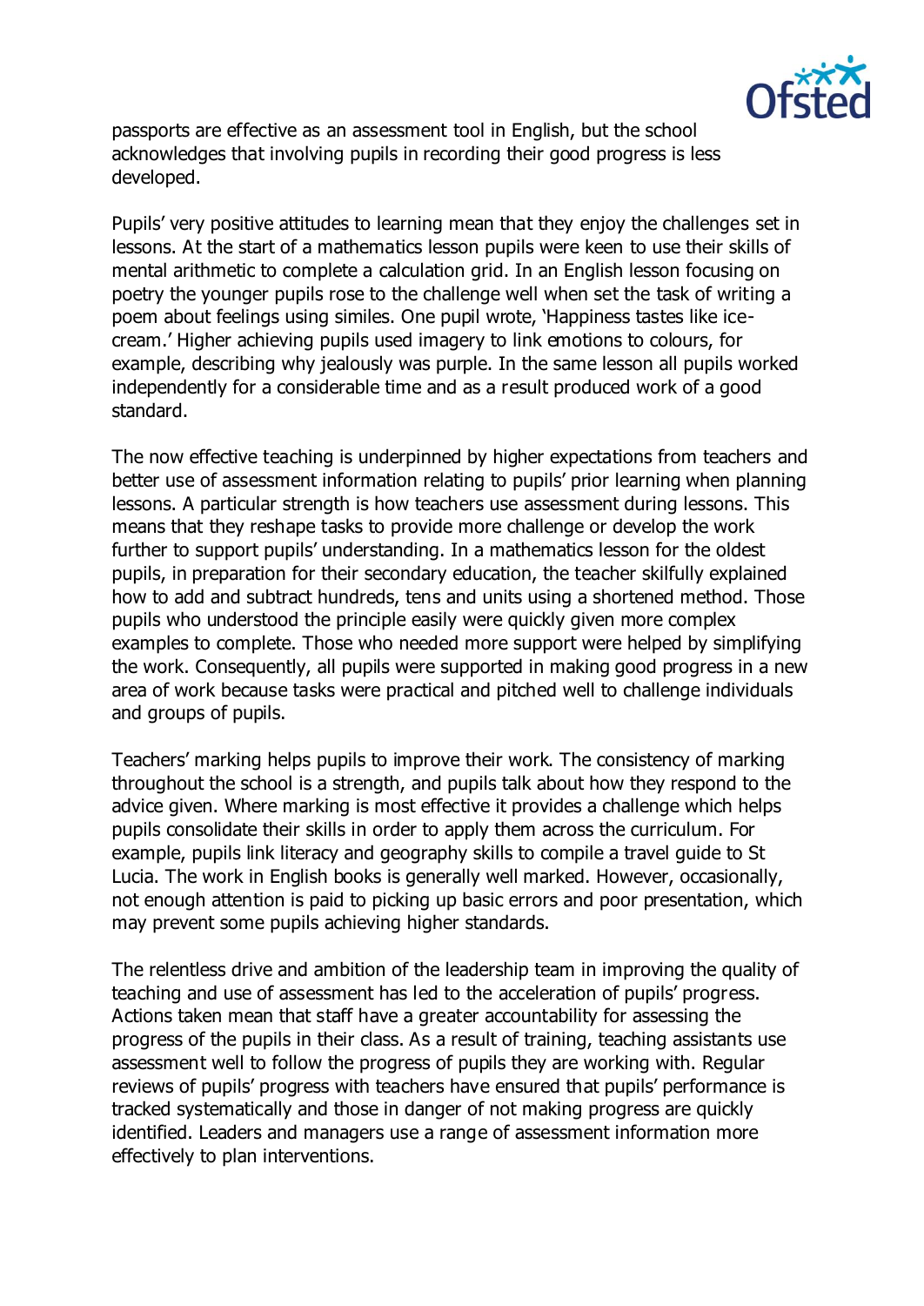passports are effective as an assessment tool in English, but the school acknowledges that involving pupils in recording their good progress is less developed.

Pupils' very positive attitudes to learning mean that they enjoy the challenges set in lessons. At the start of a mathematics lesson pupils were keen to use their skills of mental arithmetic to complete a calculation grid. In an English lesson focusing on poetry the younger pupils rose to the challenge well when set the task of writing a poem about feelings using similes. One pupil wrote, 'Happiness tastes like ice-cream.' Higher achieving pupils used imagery to link emotions to colours, for example, describing why jealously was purple. In the same lesson all pupils worked independently for a considerable time and as a result produced work of a good standard.

The now effective teaching is underpinned by higher expectations from teachers and better use of assessment information relating to pupils' prior learning when planning lessons. A particular strength is how teachers use assessment during lessons. This means that they reshape tasks to provide more challenge or develop the work further to support pupils' understanding. In a mathematics lesson for the oldest pupils, in preparation for their secondary education, the teacher skilfully explained how to add and subtract hundreds, tens and units using a shortened method. Those pupils who understood the principle easily were quickly given more complex examples to complete. Those who needed more support were helped by simplifying the work. Consequently, all pupils were supported in making good progress in a new area of work because tasks were practical and pitched well to challenge individuals and groups of pupils.

Teachers' marking helps pupils to improve their work. The consistency of marking throughout the school is a strength, and pupils talk about how they respond to the advice given. Where marking is most effective it provides a challenge which helps pupils consolidate their skills in order to apply them across the curriculum. For example, pupils link literacy and geography skills to compile a travel guide to St Lucia. The work in English books is generally well marked. However, occasionally, not enough attention is paid to picking up basic errors and poor presentation, which may prevent some pupils achieving higher standards.

The relentless drive and ambition of the leadership team in improving the quality of teaching and use of assessment has led to the acceleration of pupils' progress. Actions taken mean that staff have a greater accountability for assessing the progress of the pupils in their class. As a result of training, teaching assistants use assessment well to follow the progress of pupils they are working with. Regular reviews of pupils' progress with teachers have ensured that pupils' performance is tracked systematically and those in danger of not making progress are quickly identified. Leaders and managers use a range of assessment information more effectively to plan interventions.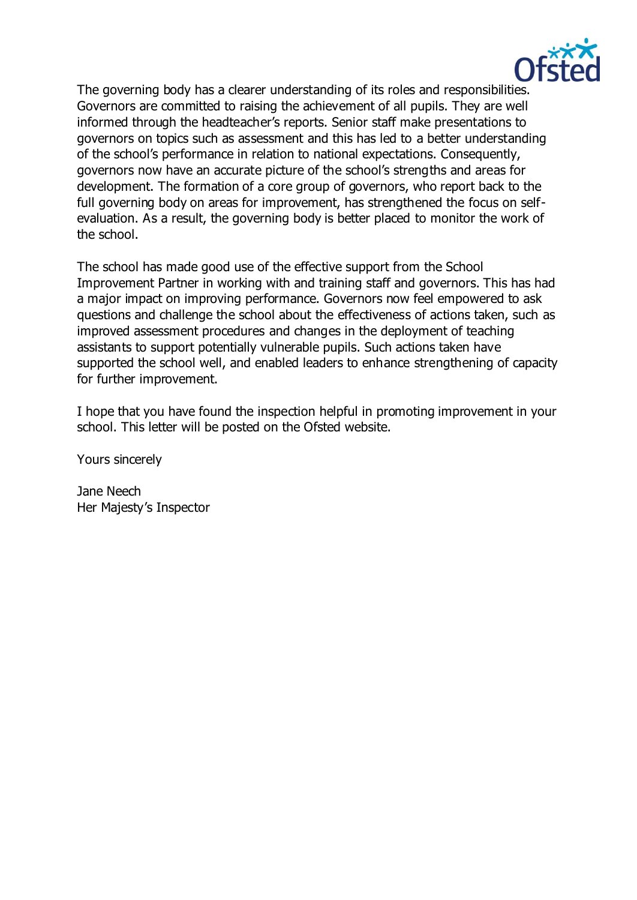The governing body has a clearer understanding of its roles and responsibilities. Governors are committed to raising the achievement of all pupils. They are well informed through the headteacher's reports. Senior staff make presentations to governors on topics such as assessment and this has led to a better understanding of the school's performance in relation to national expectations. Consequently, governors now have an accurate picture of the school's strengths and areas for development. The formation of a core group of governors, who report back to the full governing body on areas for improvement, has strengthened the focus on self-evaluation. As a result, the governing body is better placed to monitor the work of the school.

The school has made good use of the effective support from the School Improvement Partner in working with and training staff and governors. This has had a major impact on improving performance. Governors now feel empowered to ask questions and challenge the school about the effectiveness of actions taken, such as improved assessment procedures and changes in the deployment of teaching assistants to support potentially vulnerable pupils. Such actions taken have supported the school well, and enabled leaders to enhance strengthening of capacity for further improvement.

I hope that you have found the inspection helpful in promoting improvement in your school. This letter will be posted on the Ofsted website.

Yours sincerely

Jane Neech
Her Majesty's Inspector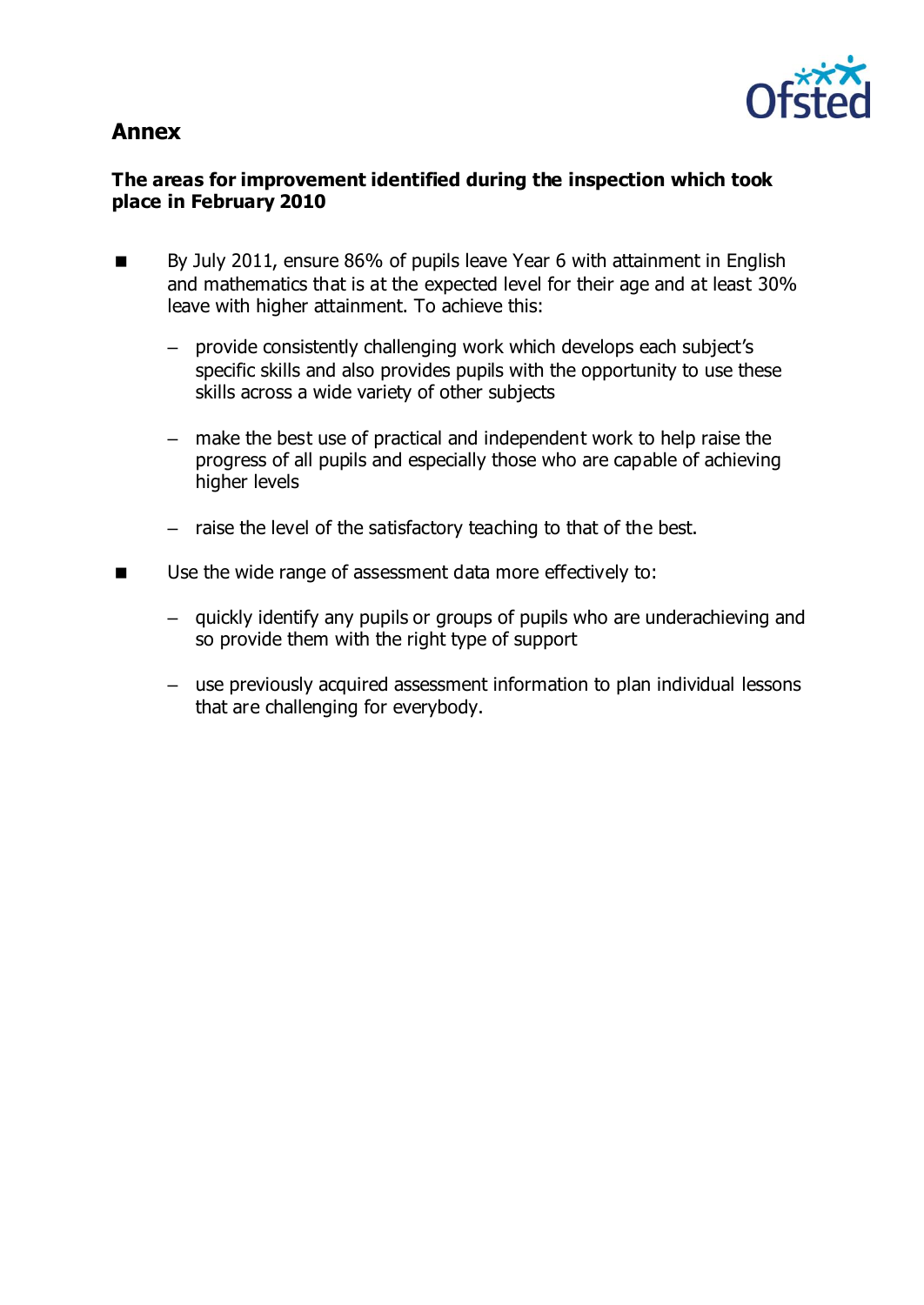## Annex

**The areas for improvement identified during the inspection which took place in February 2010**

- By July 2011, ensure 86% of pupils leave Year 6 with attainment in English and mathematics that is at the expected level for their age and at least 30% leave with higher attainment. To achieve this:
  - provide consistently challenging work which develops each subject's specific skills and also provides pupils with the opportunity to use these skills across a wide variety of other subjects
  - make the best use of practical and independent work to help raise the progress of all pupils and especially those who are capable of achieving higher levels
  - raise the level of the satisfactory teaching to that of the best.
- Use the wide range of assessment data more effectively to:
  - quickly identify any pupils or groups of pupils who are underachieving and so provide them with the right type of support
  - use previously acquired assessment information to plan individual lessons that are challenging for everybody.